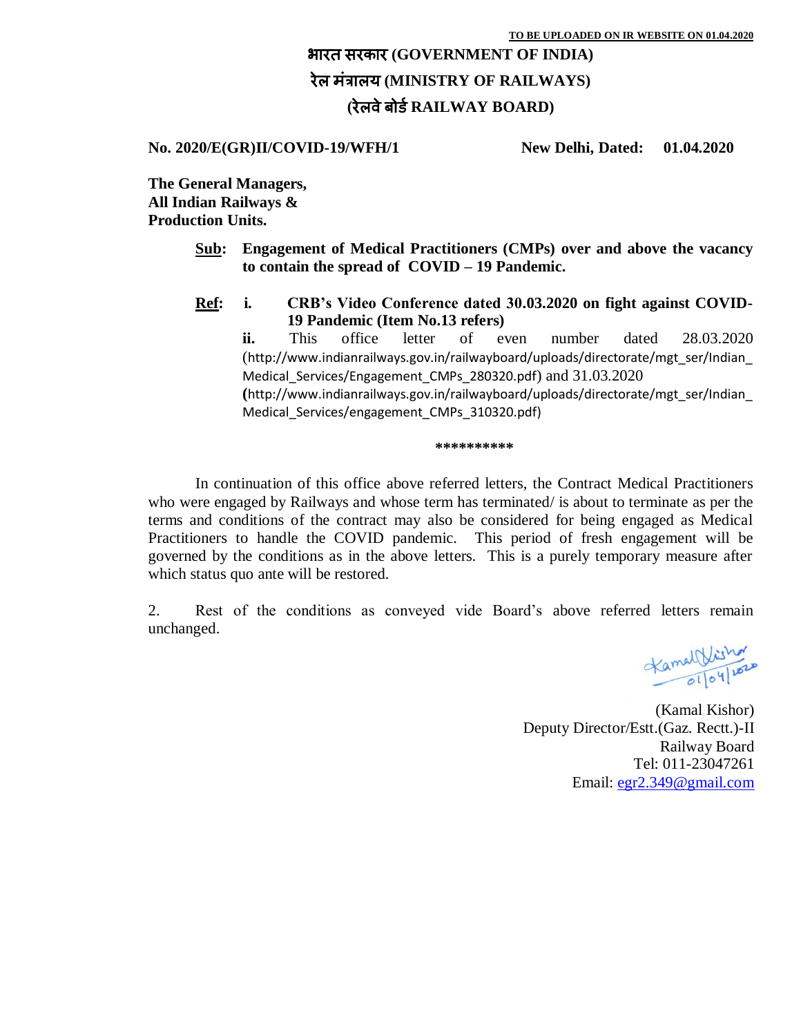**TO BE UPLOADED ON IR WEBSITE ON 01.04.2020**

**भारत सरकार (GOVERNMENT OF INDIA)**
**रेल मंत्रालय (MINISTRY OF RAILWAYS)**
**(रेलवे बोर्ड RAILWAY BOARD)**

**No. 2020/E(GR)II/COVID-19/WFH/1** **New Delhi, Dated: 01.04.2020**

**The General Managers,**
**All Indian Railways &**
**Production Units.**

**Sub: Engagement of Medical Practitioners (CMPs) over and above the vacancy to contain the spread of COVID – 19 Pandemic.**

**Ref: i. CRB's Video Conference dated 30.03.2020 on fight against COVID-19 Pandemic (Item No.13 refers)**

**ii.** This office letter of even number dated 28.03.2020 (http://www.indianrailways.gov.in/railwayboard/uploads/directorate/mgt_ser/Indian_Medical_Services/Engagement_CMPs_280320.pdf) and 31.03.2020 (http://www.indianrailways.gov.in/railwayboard/uploads/directorate/mgt_ser/Indian_Medical_Services/engagement_CMPs_310320.pdf)

**********

In continuation of this office above referred letters, the Contract Medical Practitioners who were engaged by Railways and whose term has terminated/ is about to terminate as per the terms and conditions of the contract may also be considered for being engaged as Medical Practitioners to handle the COVID pandemic. This period of fresh engagement will be governed by the conditions as in the above letters. This is a purely temporary measure after which status quo ante will be restored.

2. Rest of the conditions as conveyed vide Board's above referred letters remain unchanged.

Kamal Kishor
01/04/2020

(Kamal Kishor)
Deputy Director/Estt.(Gaz. Rectt.)-II
Railway Board
Tel: 011-23047261
Email: egr2.349@gmail.com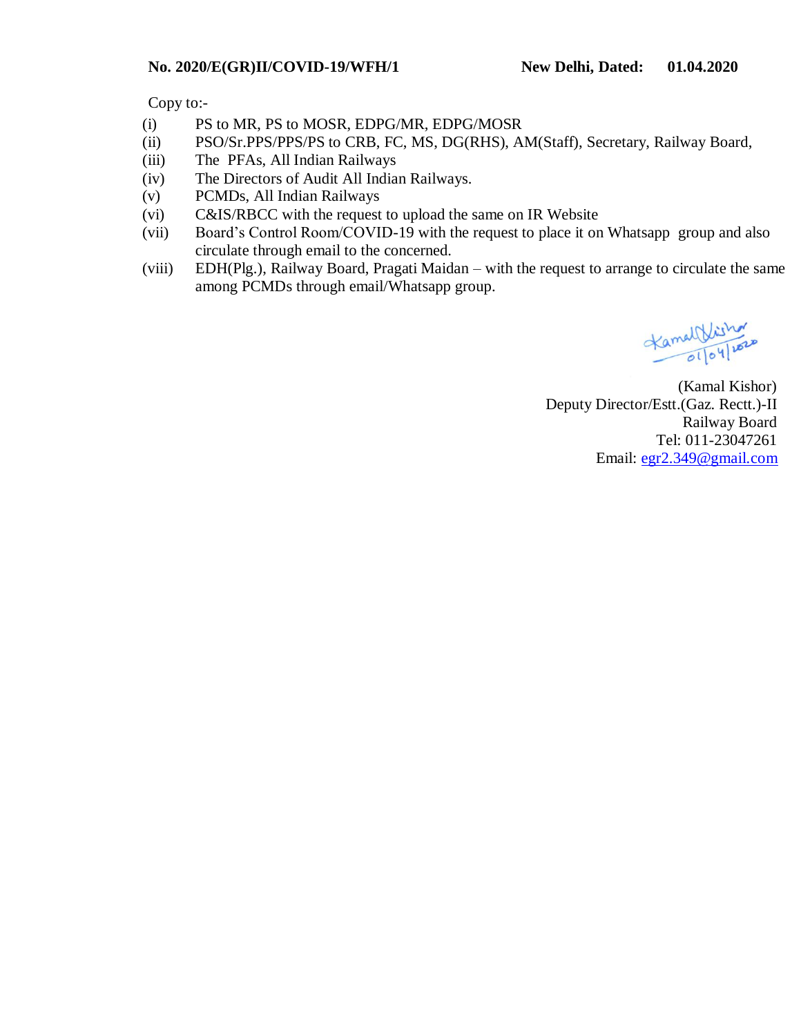**No. 2020/E(GR)II/COVID-19/WFH/1** **New Delhi, Dated: 01.04.2020**

Copy to:-

(i) PS to MR, PS to MOSR, EDPG/MR, EDPG/MOSR

(ii) PSO/Sr.PPS/PPS/PS to CRB, FC, MS, DG(RHS), AM(Staff), Secretary, Railway Board,

(iii) The PFAs, All Indian Railways

(iv) The Directors of Audit All Indian Railways.

(v) PCMDs, All Indian Railways

(vi) C&IS/RBCC with the request to upload the same on IR Website

(vii) Board's Control Room/COVID-19 with the request to place it on Whatsapp group and also circulate through email to the concerned.

(viii) EDH(Plg.), Railway Board, Pragati Maidan – with the request to arrange to circulate the same among PCMDs through email/Whatsapp group.

Kamal Kishor
01/04/2020

(Kamal Kishor)
Deputy Director/Estt.(Gaz. Rectt.)-II
Railway Board
Tel: 011-23047261
Email: egr2.349@gmail.com